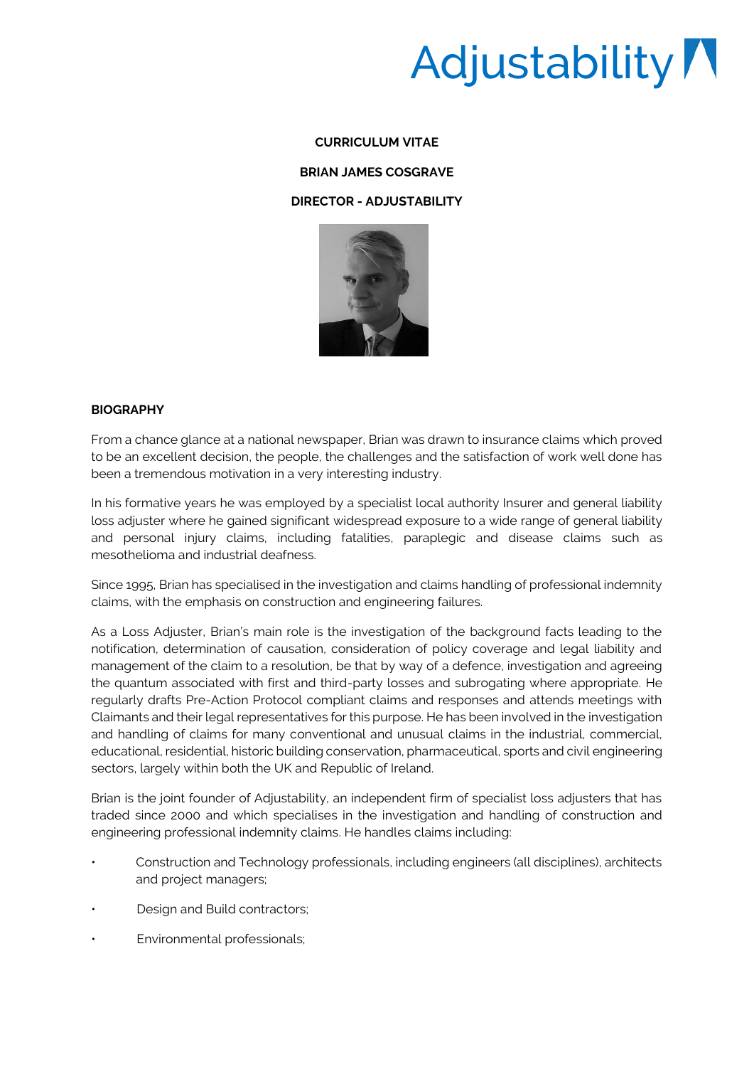Adjustability

**CURRICULUM VITAE**

**BRIAN JAMES COSGRAVE**

**DIRECTOR - ADJUSTABILITY**

## BIOGRAPHY

From a chance glance at a national newspaper, Brian was drawn to insurance claims which proved to be an excellent decision, the people, the challenges and the satisfaction of work well done has been a tremendous motivation in a very interesting industry.

In his formative years he was employed by a specialist local authority Insurer and general liability loss adjuster where he gained significant widespread exposure to a wide range of general liability and personal injury claims, including fatalities, paraplegic and disease claims such as mesothelioma and industrial deafness.

Since 1995, Brian has specialised in the investigation and claims handling of professional indemnity claims, with the emphasis on construction and engineering failures.

As a Loss Adjuster, Brian's main role is the investigation of the background facts leading to the notification, determination of causation, consideration of policy coverage and legal liability and management of the claim to a resolution, be that by way of a defence, investigation and agreeing the quantum associated with first and third-party losses and subrogating where appropriate. He regularly drafts Pre-Action Protocol compliant claims and responses and attends meetings with Claimants and their legal representatives for this purpose. He has been involved in the investigation and handling of claims for many conventional and unusual claims in the industrial, commercial, educational, residential, historic building conservation, pharmaceutical, sports and civil engineering sectors, largely within both the UK and Republic of Ireland.

Brian is the joint founder of Adjustability, an independent firm of specialist loss adjusters that has traded since 2000 and which specialises in the investigation and handling of construction and engineering professional indemnity claims. He handles claims including:

- Construction and Technology professionals, including engineers (all disciplines), architects and project managers;
- Design and Build contractors;
- Environmental professionals;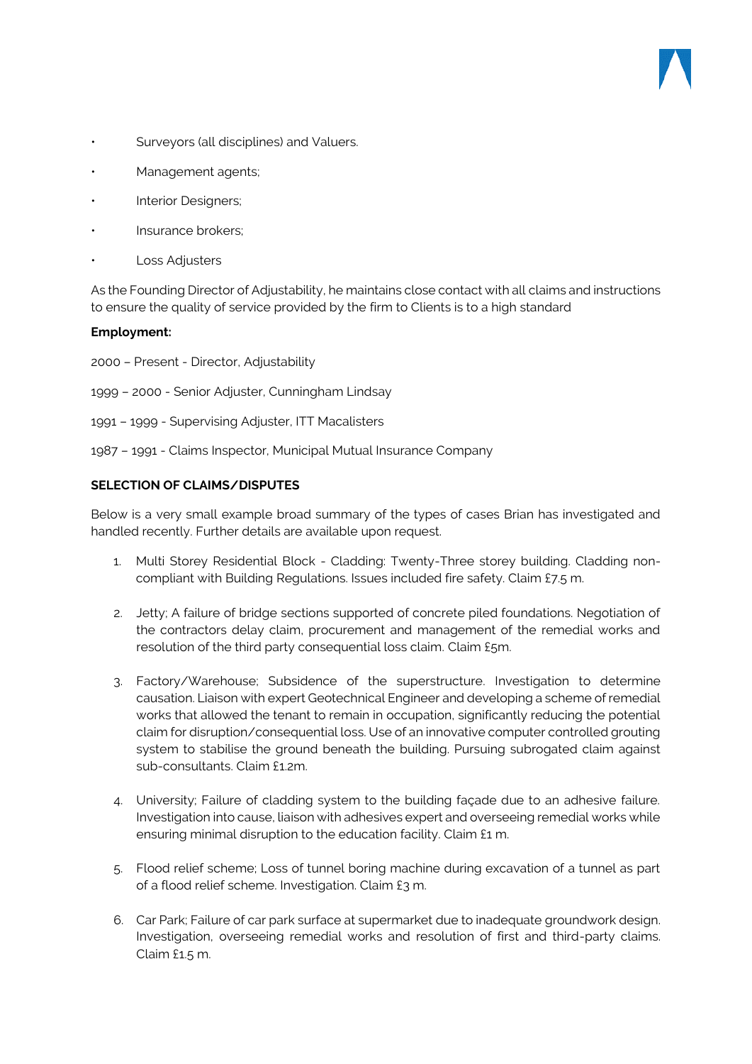- Surveyors (all disciplines) and Valuers.
- Management agents;
- Interior Designers;
- Insurance brokers;
- Loss Adjusters

As the Founding Director of Adjustability, he maintains close contact with all claims and instructions to ensure the quality of service provided by the firm to Clients is to a high standard

**Employment:**

2000 – Present - Director, Adjustability

1999 – 2000 - Senior Adjuster, Cunningham Lindsay

1991 – 1999 - Supervising Adjuster, ITT Macalisters

1987 – 1991 - Claims Inspector, Municipal Mutual Insurance Company

**SELECTION OF CLAIMS/DISPUTES**

Below is a very small example broad summary of the types of cases Brian has investigated and handled recently. Further details are available upon request.

1. Multi Storey Residential Block - Cladding: Twenty-Three storey building. Cladding non-compliant with Building Regulations. Issues included fire safety. Claim £7.5 m.

2. Jetty; A failure of bridge sections supported of concrete piled foundations. Negotiation of the contractors delay claim, procurement and management of the remedial works and resolution of the third party consequential loss claim. Claim £5m.

3. Factory/Warehouse; Subsidence of the superstructure. Investigation to determine causation. Liaison with expert Geotechnical Engineer and developing a scheme of remedial works that allowed the tenant to remain in occupation, significantly reducing the potential claim for disruption/consequential loss. Use of an innovative computer controlled grouting system to stabilise the ground beneath the building. Pursuing subrogated claim against sub-consultants. Claim £1.2m.

4. University; Failure of cladding system to the building façade due to an adhesive failure. Investigation into cause, liaison with adhesives expert and overseeing remedial works while ensuring minimal disruption to the education facility. Claim £1 m.

5. Flood relief scheme; Loss of tunnel boring machine during excavation of a tunnel as part of a flood relief scheme. Investigation. Claim £3 m.

6. Car Park; Failure of car park surface at supermarket due to inadequate groundwork design. Investigation, overseeing remedial works and resolution of first and third-party claims. Claim £1.5 m.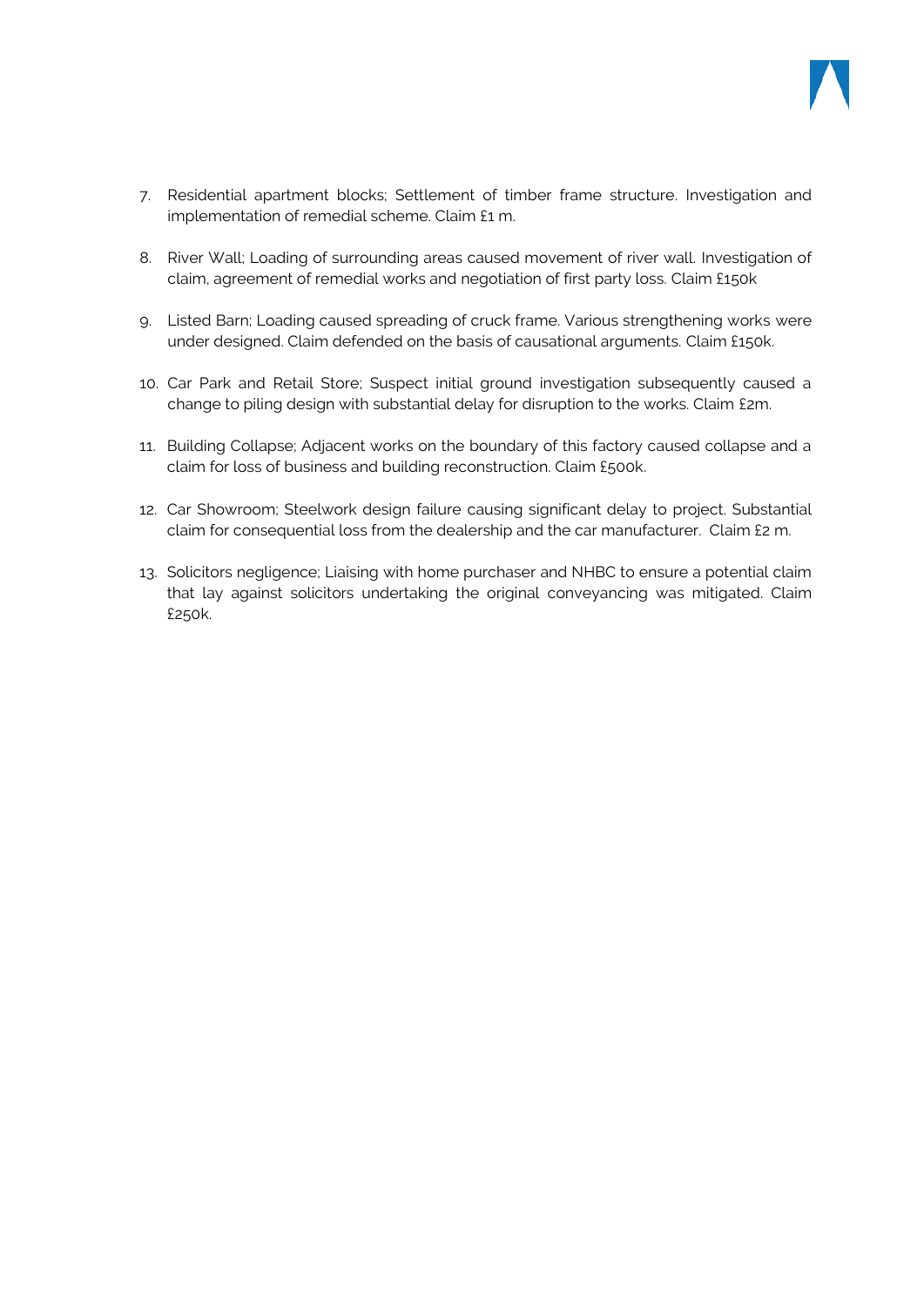7. Residential apartment blocks; Settlement of timber frame structure. Investigation and implementation of remedial scheme. Claim £1 m.

8. River Wall; Loading of surrounding areas caused movement of river wall. Investigation of claim, agreement of remedial works and negotiation of first party loss. Claim £150k

9. Listed Barn; Loading caused spreading of cruck frame. Various strengthening works were under designed. Claim defended on the basis of causational arguments. Claim £150k.

10. Car Park and Retail Store; Suspect initial ground investigation subsequently caused a change to piling design with substantial delay for disruption to the works. Claim £2m.

11. Building Collapse; Adjacent works on the boundary of this factory caused collapse and a claim for loss of business and building reconstruction. Claim £500k.

12. Car Showroom; Steelwork design failure causing significant delay to project. Substantial claim for consequential loss from the dealership and the car manufacturer. Claim £2 m.

13. Solicitors negligence; Liaising with home purchaser and NHBC to ensure a potential claim that lay against solicitors undertaking the original conveyancing was mitigated. Claim £250k.